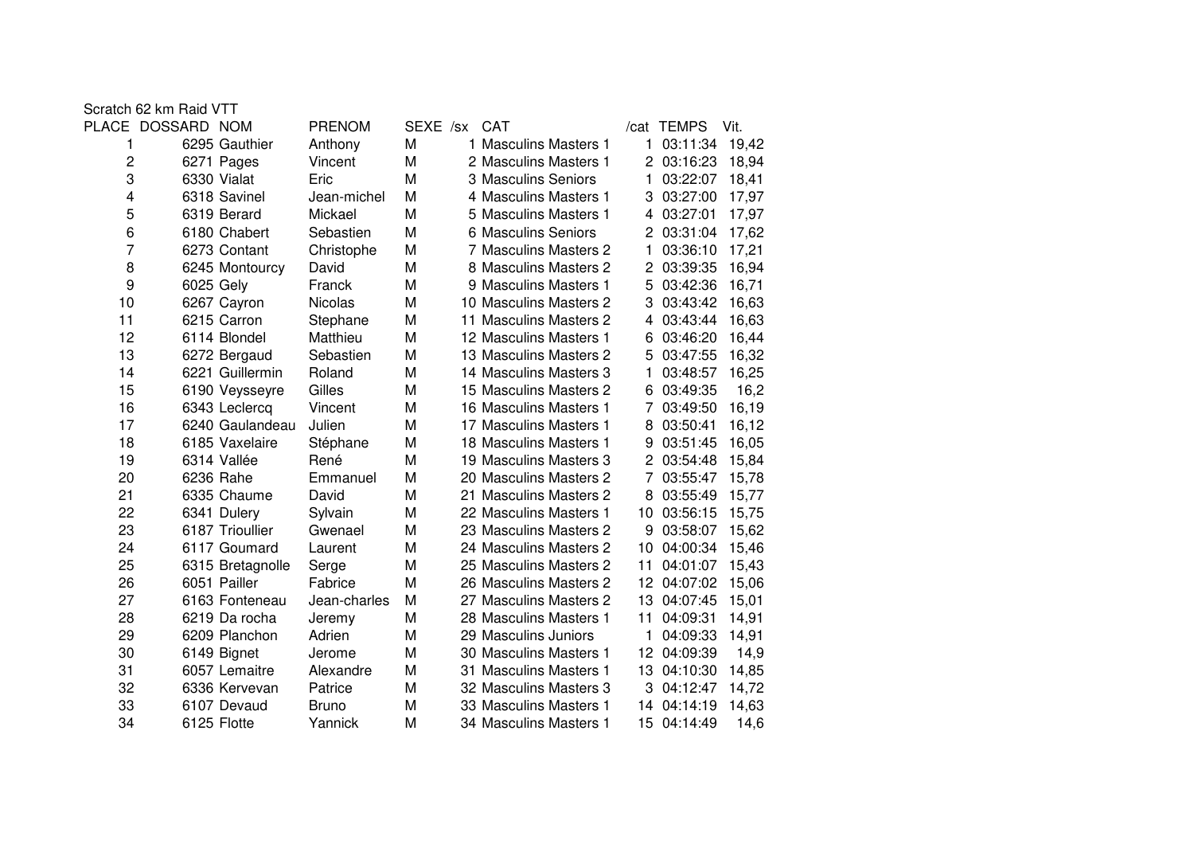Scratch 62 km Raid VTT

| PLACE | DOSSARD | NOM | PRENOM | SEXE | /sx | CAT | /cat | TEMPS | Vit. |
|---|---|---|---|---|---|---|---|---|---|
| 1 | 6295 | Gauthier | Anthony | M | 1 | Masculins Masters 1 | 1 | 03:11:34 | 19,42 |
| 2 | 6271 | Pages | Vincent | M | 2 | Masculins Masters 1 | 2 | 03:16:23 | 18,94 |
| 3 | 6330 | Vialat | Eric | M | 3 | Masculins Seniors | 1 | 03:22:07 | 18,41 |
| 4 | 6318 | Savinel | Jean-michel | M | 4 | Masculins Masters 1 | 3 | 03:27:00 | 17,97 |
| 5 | 6319 | Berard | Mickael | M | 5 | Masculins Masters 1 | 4 | 03:27:01 | 17,97 |
| 6 | 6180 | Chabert | Sebastien | M | 6 | Masculins Seniors | 2 | 03:31:04 | 17,62 |
| 7 | 6273 | Contant | Christophe | M | 7 | Masculins Masters 2 | 1 | 03:36:10 | 17,21 |
| 8 | 6245 | Montourcy | David | M | 8 | Masculins Masters 2 | 2 | 03:39:35 | 16,94 |
| 9 | 6025 | Gely | Franck | M | 9 | Masculins Masters 1 | 5 | 03:42:36 | 16,71 |
| 10 | 6267 | Cayron | Nicolas | M | 10 | Masculins Masters 2 | 3 | 03:43:42 | 16,63 |
| 11 | 6215 | Carron | Stephane | M | 11 | Masculins Masters 2 | 4 | 03:43:44 | 16,63 |
| 12 | 6114 | Blondel | Matthieu | M | 12 | Masculins Masters 1 | 6 | 03:46:20 | 16,44 |
| 13 | 6272 | Bergaud | Sebastien | M | 13 | Masculins Masters 2 | 5 | 03:47:55 | 16,32 |
| 14 | 6221 | Guillermin | Roland | M | 14 | Masculins Masters 3 | 1 | 03:48:57 | 16,25 |
| 15 | 6190 | Veysseyre | Gilles | M | 15 | Masculins Masters 2 | 6 | 03:49:35 | 16,2 |
| 16 | 6343 | Leclercq | Vincent | M | 16 | Masculins Masters 1 | 7 | 03:49:50 | 16,19 |
| 17 | 6240 | Gaulandeau | Julien | M | 17 | Masculins Masters 1 | 8 | 03:50:41 | 16,12 |
| 18 | 6185 | Vaxelaire | Stéphane | M | 18 | Masculins Masters 1 | 9 | 03:51:45 | 16,05 |
| 19 | 6314 | Vallée | René | M | 19 | Masculins Masters 3 | 2 | 03:54:48 | 15,84 |
| 20 | 6236 | Rahe | Emmanuel | M | 20 | Masculins Masters 2 | 7 | 03:55:47 | 15,78 |
| 21 | 6335 | Chaume | David | M | 21 | Masculins Masters 2 | 8 | 03:55:49 | 15,77 |
| 22 | 6341 | Dulery | Sylvain | M | 22 | Masculins Masters 1 | 10 | 03:56:15 | 15,75 |
| 23 | 6187 | Trioullier | Gwenael | M | 23 | Masculins Masters 2 | 9 | 03:58:07 | 15,62 |
| 24 | 6117 | Goumard | Laurent | M | 24 | Masculins Masters 2 | 10 | 04:00:34 | 15,46 |
| 25 | 6315 | Bretagnolle | Serge | M | 25 | Masculins Masters 2 | 11 | 04:01:07 | 15,43 |
| 26 | 6051 | Pailler | Fabrice | M | 26 | Masculins Masters 2 | 12 | 04:07:02 | 15,06 |
| 27 | 6163 | Fonteneau | Jean-charles | M | 27 | Masculins Masters 2 | 13 | 04:07:45 | 15,01 |
| 28 | 6219 | Da rocha | Jeremy | M | 28 | Masculins Masters 1 | 11 | 04:09:31 | 14,91 |
| 29 | 6209 | Planchon | Adrien | M | 29 | Masculins Juniors | 1 | 04:09:33 | 14,91 |
| 30 | 6149 | Bignet | Jerome | M | 30 | Masculins Masters 1 | 12 | 04:09:39 | 14,9 |
| 31 | 6057 | Lemaitre | Alexandre | M | 31 | Masculins Masters 1 | 13 | 04:10:30 | 14,85 |
| 32 | 6336 | Kervevan | Patrice | M | 32 | Masculins Masters 3 | 3 | 04:12:47 | 14,72 |
| 33 | 6107 | Devaud | Bruno | M | 33 | Masculins Masters 1 | 14 | 04:14:19 | 14,63 |
| 34 | 6125 | Flotte | Yannick | M | 34 | Masculins Masters 1 | 15 | 04:14:49 | 14,6 |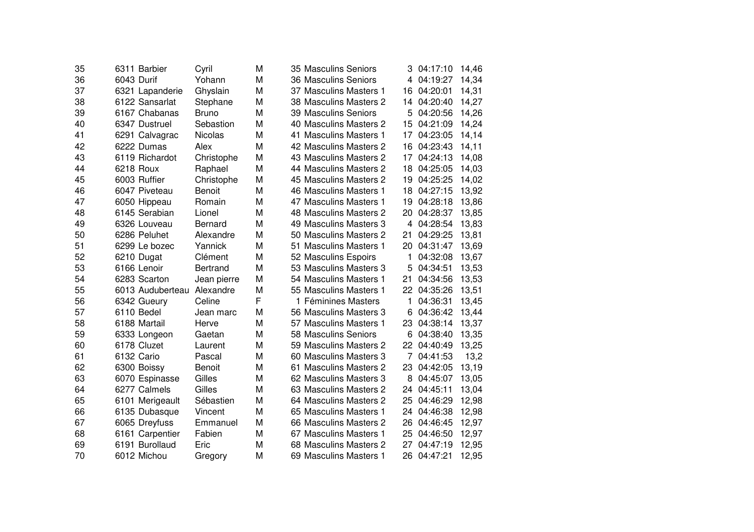| | | | | | | | | |
|---|---|---|---|---|---|---|---|---|
| 35 | 6311 | Barbier | Cyril | M | 35 | Masculins Seniors | 3 | 04:17:10 | 14,46 |
| 36 | 6043 | Durif | Yohann | M | 36 | Masculins Seniors | 4 | 04:19:27 | 14,34 |
| 37 | 6321 | Lapanderie | Ghyslain | M | 37 | Masculins Masters 1 | 16 | 04:20:01 | 14,31 |
| 38 | 6122 | Sansarlat | Stephane | M | 38 | Masculins Masters 2 | 14 | 04:20:40 | 14,27 |
| 39 | 6167 | Chabanas | Bruno | M | 39 | Masculins Seniors | 5 | 04:20:56 | 14,26 |
| 40 | 6347 | Dustruel | Sebastion | M | 40 | Masculins Masters 2 | 15 | 04:21:09 | 14,24 |
| 41 | 6291 | Calvagrac | Nicolas | M | 41 | Masculins Masters 1 | 17 | 04:23:05 | 14,14 |
| 42 | 6222 | Dumas | Alex | M | 42 | Masculins Masters 2 | 16 | 04:23:43 | 14,11 |
| 43 | 6119 | Richardot | Christophe | M | 43 | Masculins Masters 2 | 17 | 04:24:13 | 14,08 |
| 44 | 6218 | Roux | Raphael | M | 44 | Masculins Masters 2 | 18 | 04:25:05 | 14,03 |
| 45 | 6003 | Ruffier | Christophe | M | 45 | Masculins Masters 2 | 19 | 04:25:25 | 14,02 |
| 46 | 6047 | Piveteau | Benoit | M | 46 | Masculins Masters 1 | 18 | 04:27:15 | 13,92 |
| 47 | 6050 | Hippeau | Romain | M | 47 | Masculins Masters 1 | 19 | 04:28:18 | 13,86 |
| 48 | 6145 | Serabian | Lionel | M | 48 | Masculins Masters 2 | 20 | 04:28:37 | 13,85 |
| 49 | 6326 | Louveau | Bernard | M | 49 | Masculins Masters 3 | 4 | 04:28:54 | 13,83 |
| 50 | 6286 | Peluhet | Alexandre | M | 50 | Masculins Masters 2 | 21 | 04:29:25 | 13,81 |
| 51 | 6299 | Le bozec | Yannick | M | 51 | Masculins Masters 1 | 20 | 04:31:47 | 13,69 |
| 52 | 6210 | Dugat | Clément | M | 52 | Masculins Espoirs | 1 | 04:32:08 | 13,67 |
| 53 | 6166 | Lenoir | Bertrand | M | 53 | Masculins Masters 3 | 5 | 04:34:51 | 13,53 |
| 54 | 6283 | Scarton | Jean pierre | M | 54 | Masculins Masters 1 | 21 | 04:34:56 | 13,53 |
| 55 | 6013 | Auduberteau | Alexandre | M | 55 | Masculins Masters 1 | 22 | 04:35:26 | 13,51 |
| 56 | 6342 | Gueury | Celine | F | 1 | Féminines Masters | 1 | 04:36:31 | 13,45 |
| 57 | 6110 | Bedel | Jean marc | M | 56 | Masculins Masters 3 | 6 | 04:36:42 | 13,44 |
| 58 | 6188 | Martail | Herve | M | 57 | Masculins Masters 1 | 23 | 04:38:14 | 13,37 |
| 59 | 6333 | Longeon | Gaetan | M | 58 | Masculins Seniors | 6 | 04:38:40 | 13,35 |
| 60 | 6178 | Cluzet | Laurent | M | 59 | Masculins Masters 2 | 22 | 04:40:49 | 13,25 |
| 61 | 6132 | Cario | Pascal | M | 60 | Masculins Masters 3 | 7 | 04:41:53 | 13,2 |
| 62 | 6300 | Boissy | Benoit | M | 61 | Masculins Masters 2 | 23 | 04:42:05 | 13,19 |
| 63 | 6070 | Espinasse | Gilles | M | 62 | Masculins Masters 3 | 8 | 04:45:07 | 13,05 |
| 64 | 6277 | Calmels | Gilles | M | 63 | Masculins Masters 2 | 24 | 04:45:11 | 13,04 |
| 65 | 6101 | Merigeault | Sébastien | M | 64 | Masculins Masters 2 | 25 | 04:46:29 | 12,98 |
| 66 | 6135 | Dubasque | Vincent | M | 65 | Masculins Masters 1 | 24 | 04:46:38 | 12,98 |
| 67 | 6065 | Dreyfuss | Emmanuel | M | 66 | Masculins Masters 2 | 26 | 04:46:45 | 12,97 |
| 68 | 6161 | Carpentier | Fabien | M | 67 | Masculins Masters 1 | 25 | 04:46:50 | 12,97 |
| 69 | 6191 | Burollaud | Eric | M | 68 | Masculins Masters 2 | 27 | 04:47:19 | 12,95 |
| 70 | 6012 | Michou | Gregory | M | 69 | Masculins Masters 1 | 26 | 04:47:21 | 12,95 |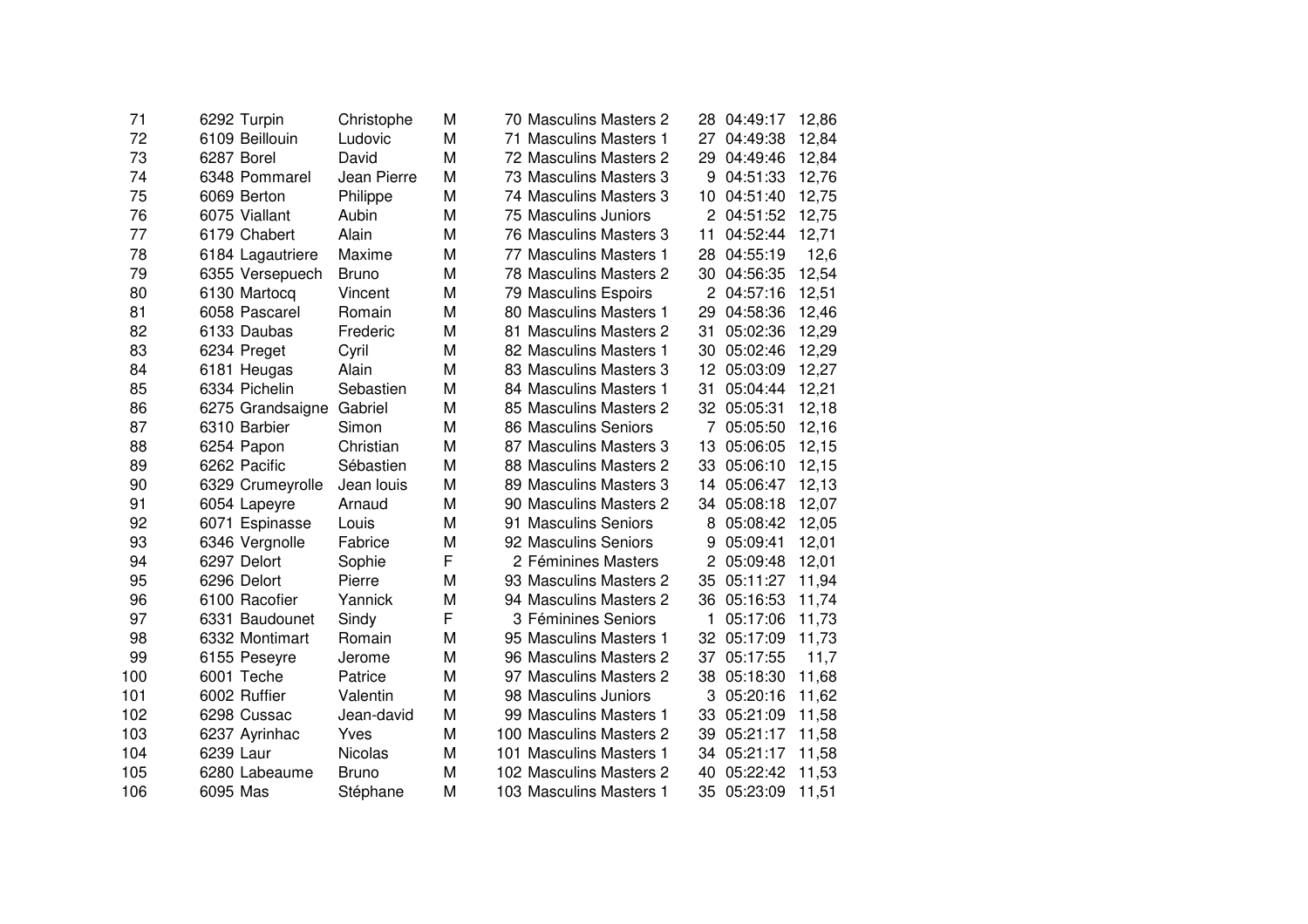| | | | | | | | | |
|---|---|---|---|---|---|---|---|---|
| 71 | 6292 | Turpin | Christophe | M | 70 | Masculins Masters 2 | 28 | 04:49:17 | 12,86 |
| 72 | 6109 | Beillouin | Ludovic | M | 71 | Masculins Masters 1 | 27 | 04:49:38 | 12,84 |
| 73 | 6287 | Borel | David | M | 72 | Masculins Masters 2 | 29 | 04:49:46 | 12,84 |
| 74 | 6348 | Pommarel | Jean Pierre | M | 73 | Masculins Masters 3 | 9 | 04:51:33 | 12,76 |
| 75 | 6069 | Berton | Philippe | M | 74 | Masculins Masters 3 | 10 | 04:51:40 | 12,75 |
| 76 | 6075 | Viallant | Aubin | M | 75 | Masculins Juniors | 2 | 04:51:52 | 12,75 |
| 77 | 6179 | Chabert | Alain | M | 76 | Masculins Masters 3 | 11 | 04:52:44 | 12,71 |
| 78 | 6184 | Lagautriere | Maxime | M | 77 | Masculins Masters 1 | 28 | 04:55:19 | 12,6 |
| 79 | 6355 | Versepuech | Bruno | M | 78 | Masculins Masters 2 | 30 | 04:56:35 | 12,54 |
| 80 | 6130 | Martocq | Vincent | M | 79 | Masculins Espoirs | 2 | 04:57:16 | 12,51 |
| 81 | 6058 | Pascarel | Romain | M | 80 | Masculins Masters 1 | 29 | 04:58:36 | 12,46 |
| 82 | 6133 | Daubas | Frederic | M | 81 | Masculins Masters 2 | 31 | 05:02:36 | 12,29 |
| 83 | 6234 | Preget | Cyril | M | 82 | Masculins Masters 1 | 30 | 05:02:46 | 12,29 |
| 84 | 6181 | Heugas | Alain | M | 83 | Masculins Masters 3 | 12 | 05:03:09 | 12,27 |
| 85 | 6334 | Pichelin | Sebastien | M | 84 | Masculins Masters 1 | 31 | 05:04:44 | 12,21 |
| 86 | 6275 | Grandsaigne | Gabriel | M | 85 | Masculins Masters 2 | 32 | 05:05:31 | 12,18 |
| 87 | 6310 | Barbier | Simon | M | 86 | Masculins Seniors | 7 | 05:05:50 | 12,16 |
| 88 | 6254 | Papon | Christian | M | 87 | Masculins Masters 3 | 13 | 05:06:05 | 12,15 |
| 89 | 6262 | Pacific | Sébastien | M | 88 | Masculins Masters 2 | 33 | 05:06:10 | 12,15 |
| 90 | 6329 | Crumeyrolle | Jean louis | M | 89 | Masculins Masters 3 | 14 | 05:06:47 | 12,13 |
| 91 | 6054 | Lapeyre | Arnaud | M | 90 | Masculins Masters 2 | 34 | 05:08:18 | 12,07 |
| 92 | 6071 | Espinasse | Louis | M | 91 | Masculins Seniors | 8 | 05:08:42 | 12,05 |
| 93 | 6346 | Vergnolle | Fabrice | M | 92 | Masculins Seniors | 9 | 05:09:41 | 12,01 |
| 94 | 6297 | Delort | Sophie | F | 2 | Féminines Masters | 2 | 05:09:48 | 12,01 |
| 95 | 6296 | Delort | Pierre | M | 93 | Masculins Masters 2 | 35 | 05:11:27 | 11,94 |
| 96 | 6100 | Racofier | Yannick | M | 94 | Masculins Masters 2 | 36 | 05:16:53 | 11,74 |
| 97 | 6331 | Baudounet | Sindy | F | 3 | Féminines Seniors | 1 | 05:17:06 | 11,73 |
| 98 | 6332 | Montimart | Romain | M | 95 | Masculins Masters 1 | 32 | 05:17:09 | 11,73 |
| 99 | 6155 | Peseyre | Jerome | M | 96 | Masculins Masters 2 | 37 | 05:17:55 | 11,7 |
| 100 | 6001 | Teche | Patrice | M | 97 | Masculins Masters 2 | 38 | 05:18:30 | 11,68 |
| 101 | 6002 | Ruffier | Valentin | M | 98 | Masculins Juniors | 3 | 05:20:16 | 11,62 |
| 102 | 6298 | Cussac | Jean-david | M | 99 | Masculins Masters 1 | 33 | 05:21:09 | 11,58 |
| 103 | 6237 | Ayrinhac | Yves | M | 100 | Masculins Masters 2 | 39 | 05:21:17 | 11,58 |
| 104 | 6239 | Laur | Nicolas | M | 101 | Masculins Masters 1 | 34 | 05:21:17 | 11,58 |
| 105 | 6280 | Labeaume | Bruno | M | 102 | Masculins Masters 2 | 40 | 05:22:42 | 11,53 |
| 106 | 6095 | Mas | Stéphane | M | 103 | Masculins Masters 1 | 35 | 05:23:09 | 11,51 |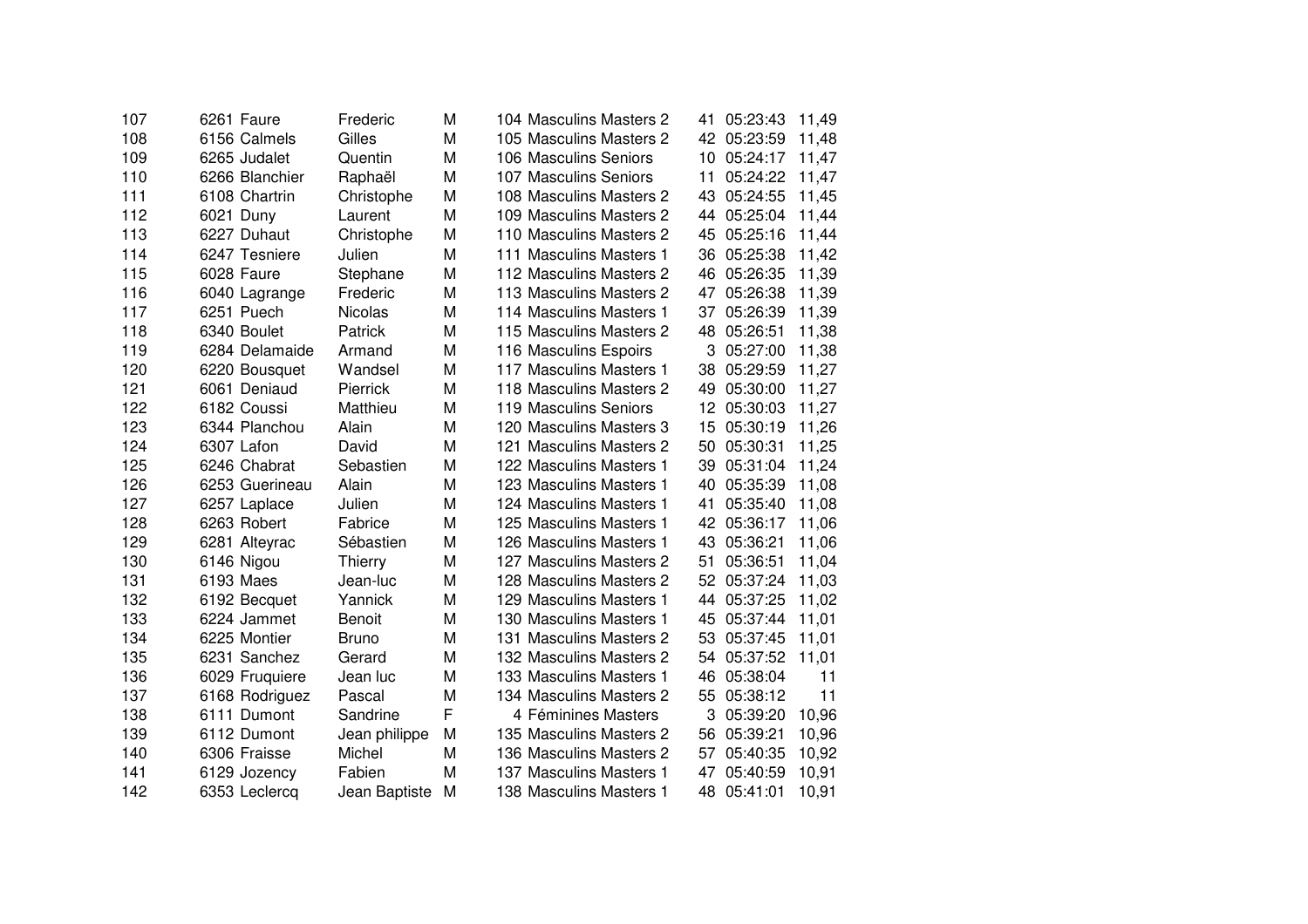| | | | | | | | | |
|---|---|---|---|---|---|---|---|---|
| 107 | 6261 | Faure | Frederic | M | 104 | Masculins Masters 2 | 41 | 05:23:43 | 11,49 |
| 108 | 6156 | Calmels | Gilles | M | 105 | Masculins Masters 2 | 42 | 05:23:59 | 11,48 |
| 109 | 6265 | Judalet | Quentin | M | 106 | Masculins Seniors | 10 | 05:24:17 | 11,47 |
| 110 | 6266 | Blanchier | Raphaël | M | 107 | Masculins Seniors | 11 | 05:24:22 | 11,47 |
| 111 | 6108 | Chartrin | Christophe | M | 108 | Masculins Masters 2 | 43 | 05:24:55 | 11,45 |
| 112 | 6021 | Duny | Laurent | M | 109 | Masculins Masters 2 | 44 | 05:25:04 | 11,44 |
| 113 | 6227 | Duhaut | Christophe | M | 110 | Masculins Masters 2 | 45 | 05:25:16 | 11,44 |
| 114 | 6247 | Tesniere | Julien | M | 111 | Masculins Masters 1 | 36 | 05:25:38 | 11,42 |
| 115 | 6028 | Faure | Stephane | M | 112 | Masculins Masters 2 | 46 | 05:26:35 | 11,39 |
| 116 | 6040 | Lagrange | Frederic | M | 113 | Masculins Masters 2 | 47 | 05:26:38 | 11,39 |
| 117 | 6251 | Puech | Nicolas | M | 114 | Masculins Masters 1 | 37 | 05:26:39 | 11,39 |
| 118 | 6340 | Boulet | Patrick | M | 115 | Masculins Masters 2 | 48 | 05:26:51 | 11,38 |
| 119 | 6284 | Delamaide | Armand | M | 116 | Masculins Espoirs | 3 | 05:27:00 | 11,38 |
| 120 | 6220 | Bousquet | Wandsel | M | 117 | Masculins Masters 1 | 38 | 05:29:59 | 11,27 |
| 121 | 6061 | Deniaud | Pierrick | M | 118 | Masculins Masters 2 | 49 | 05:30:00 | 11,27 |
| 122 | 6182 | Coussi | Matthieu | M | 119 | Masculins Seniors | 12 | 05:30:03 | 11,27 |
| 123 | 6344 | Planchou | Alain | M | 120 | Masculins Masters 3 | 15 | 05:30:19 | 11,26 |
| 124 | 6307 | Lafon | David | M | 121 | Masculins Masters 2 | 50 | 05:30:31 | 11,25 |
| 125 | 6246 | Chabrat | Sebastien | M | 122 | Masculins Masters 1 | 39 | 05:31:04 | 11,24 |
| 126 | 6253 | Guerineau | Alain | M | 123 | Masculins Masters 1 | 40 | 05:35:39 | 11,08 |
| 127 | 6257 | Laplace | Julien | M | 124 | Masculins Masters 1 | 41 | 05:35:40 | 11,08 |
| 128 | 6263 | Robert | Fabrice | M | 125 | Masculins Masters 1 | 42 | 05:36:17 | 11,06 |
| 129 | 6281 | Alteyrac | Sébastien | M | 126 | Masculins Masters 1 | 43 | 05:36:21 | 11,06 |
| 130 | 6146 | Nigou | Thierry | M | 127 | Masculins Masters 2 | 51 | 05:36:51 | 11,04 |
| 131 | 6193 | Maes | Jean-luc | M | 128 | Masculins Masters 2 | 52 | 05:37:24 | 11,03 |
| 132 | 6192 | Becquet | Yannick | M | 129 | Masculins Masters 1 | 44 | 05:37:25 | 11,02 |
| 133 | 6224 | Jammet | Benoit | M | 130 | Masculins Masters 1 | 45 | 05:37:44 | 11,01 |
| 134 | 6225 | Montier | Bruno | M | 131 | Masculins Masters 2 | 53 | 05:37:45 | 11,01 |
| 135 | 6231 | Sanchez | Gerard | M | 132 | Masculins Masters 2 | 54 | 05:37:52 | 11,01 |
| 136 | 6029 | Fruquiere | Jean luc | M | 133 | Masculins Masters 1 | 46 | 05:38:04 | 11 |
| 137 | 6168 | Rodriguez | Pascal | M | 134 | Masculins Masters 2 | 55 | 05:38:12 | 11 |
| 138 | 6111 | Dumont | Sandrine | F | 4 | Féminines Masters | 3 | 05:39:20 | 10,96 |
| 139 | 6112 | Dumont | Jean philippe | M | 135 | Masculins Masters 2 | 56 | 05:39:21 | 10,96 |
| 140 | 6306 | Fraisse | Michel | M | 136 | Masculins Masters 2 | 57 | 05:40:35 | 10,92 |
| 141 | 6129 | Jozency | Fabien | M | 137 | Masculins Masters 1 | 47 | 05:40:59 | 10,91 |
| 142 | 6353 | Leclercq | Jean Baptiste | M | 138 | Masculins Masters 1 | 48 | 05:41:01 | 10,91 |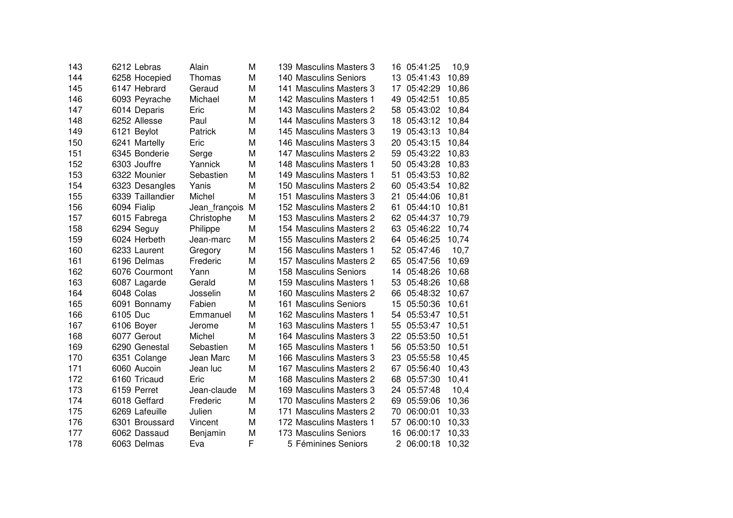| | | | | | | | | |
|---|---|---|---|---|---|---|---|---|
| 143 | 6212 | Lebras | Alain | M | 139 Masculins Masters 3 | 16 | 05:41:25 | 10,9 |
| 144 | 6258 | Hocepied | Thomas | M | 140 Masculins Seniors | 13 | 05:41:43 | 10,89 |
| 145 | 6147 | Hebrard | Geraud | M | 141 Masculins Masters 3 | 17 | 05:42:29 | 10,86 |
| 146 | 6093 | Peyrache | Michael | M | 142 Masculins Masters 1 | 49 | 05:42:51 | 10,85 |
| 147 | 6014 | Deparis | Eric | M | 143 Masculins Masters 2 | 58 | 05:43:02 | 10,84 |
| 148 | 6252 | Allesse | Paul | M | 144 Masculins Masters 3 | 18 | 05:43:12 | 10,84 |
| 149 | 6121 | Beylot | Patrick | M | 145 Masculins Masters 3 | 19 | 05:43:13 | 10,84 |
| 150 | 6241 | Martelly | Eric | M | 146 Masculins Masters 3 | 20 | 05:43:15 | 10,84 |
| 151 | 6345 | Bonderie | Serge | M | 147 Masculins Masters 2 | 59 | 05:43:22 | 10,83 |
| 152 | 6303 | Jouffre | Yannick | M | 148 Masculins Masters 1 | 50 | 05:43:28 | 10,83 |
| 153 | 6322 | Mounier | Sebastien | M | 149 Masculins Masters 1 | 51 | 05:43:53 | 10,82 |
| 154 | 6323 | Desangles | Yanis | M | 150 Masculins Masters 2 | 60 | 05:43:54 | 10,82 |
| 155 | 6339 | Taillandier | Michel | M | 151 Masculins Masters 3 | 21 | 05:44:06 | 10,81 |
| 156 | 6094 | Fialip | Jean_françois | M | 152 Masculins Masters 2 | 61 | 05:44:10 | 10,81 |
| 157 | 6015 | Fabrega | Christophe | M | 153 Masculins Masters 2 | 62 | 05:44:37 | 10,79 |
| 158 | 6294 | Seguy | Philippe | M | 154 Masculins Masters 2 | 63 | 05:46:22 | 10,74 |
| 159 | 6024 | Herbeth | Jean-marc | M | 155 Masculins Masters 2 | 64 | 05:46:25 | 10,74 |
| 160 | 6233 | Laurent | Gregory | M | 156 Masculins Masters 1 | 52 | 05:47:46 | 10,7 |
| 161 | 6196 | Delmas | Frederic | M | 157 Masculins Masters 2 | 65 | 05:47:56 | 10,69 |
| 162 | 6076 | Courmont | Yann | M | 158 Masculins Seniors | 14 | 05:48:26 | 10,68 |
| 163 | 6087 | Lagarde | Gerald | M | 159 Masculins Masters 1 | 53 | 05:48:26 | 10,68 |
| 164 | 6048 | Colas | Josselin | M | 160 Masculins Masters 2 | 66 | 05:48:32 | 10,67 |
| 165 | 6091 | Bonnamy | Fabien | M | 161 Masculins Seniors | 15 | 05:50:36 | 10,61 |
| 166 | 6105 | Duc | Emmanuel | M | 162 Masculins Masters 1 | 54 | 05:53:47 | 10,51 |
| 167 | 6106 | Boyer | Jerome | M | 163 Masculins Masters 1 | 55 | 05:53:47 | 10,51 |
| 168 | 6077 | Gerout | Michel | M | 164 Masculins Masters 3 | 22 | 05:53:50 | 10,51 |
| 169 | 6290 | Genestal | Sebastien | M | 165 Masculins Masters 1 | 56 | 05:53:50 | 10,51 |
| 170 | 6351 | Colange | Jean Marc | M | 166 Masculins Masters 3 | 23 | 05:55:58 | 10,45 |
| 171 | 6060 | Aucoin | Jean luc | M | 167 Masculins Masters 2 | 67 | 05:56:40 | 10,43 |
| 172 | 6160 | Tricaud | Eric | M | 168 Masculins Masters 2 | 68 | 05:57:30 | 10,41 |
| 173 | 6159 | Perret | Jean-claude | M | 169 Masculins Masters 3 | 24 | 05:57:48 | 10,4 |
| 174 | 6018 | Geffard | Frederic | M | 170 Masculins Masters 2 | 69 | 05:59:06 | 10,36 |
| 175 | 6269 | Lafeuille | Julien | M | 171 Masculins Masters 2 | 70 | 06:00:01 | 10,33 |
| 176 | 6301 | Broussaud | Vincent | M | 172 Masculins Masters 1 | 57 | 06:00:10 | 10,33 |
| 177 | 6062 | Dassaud | Benjamin | M | 173 Masculins Seniors | 16 | 06:00:17 | 10,33 |
| 178 | 6063 | Delmas | Eva | F | 5 Féminines Seniors | 2 | 06:00:18 | 10,32 |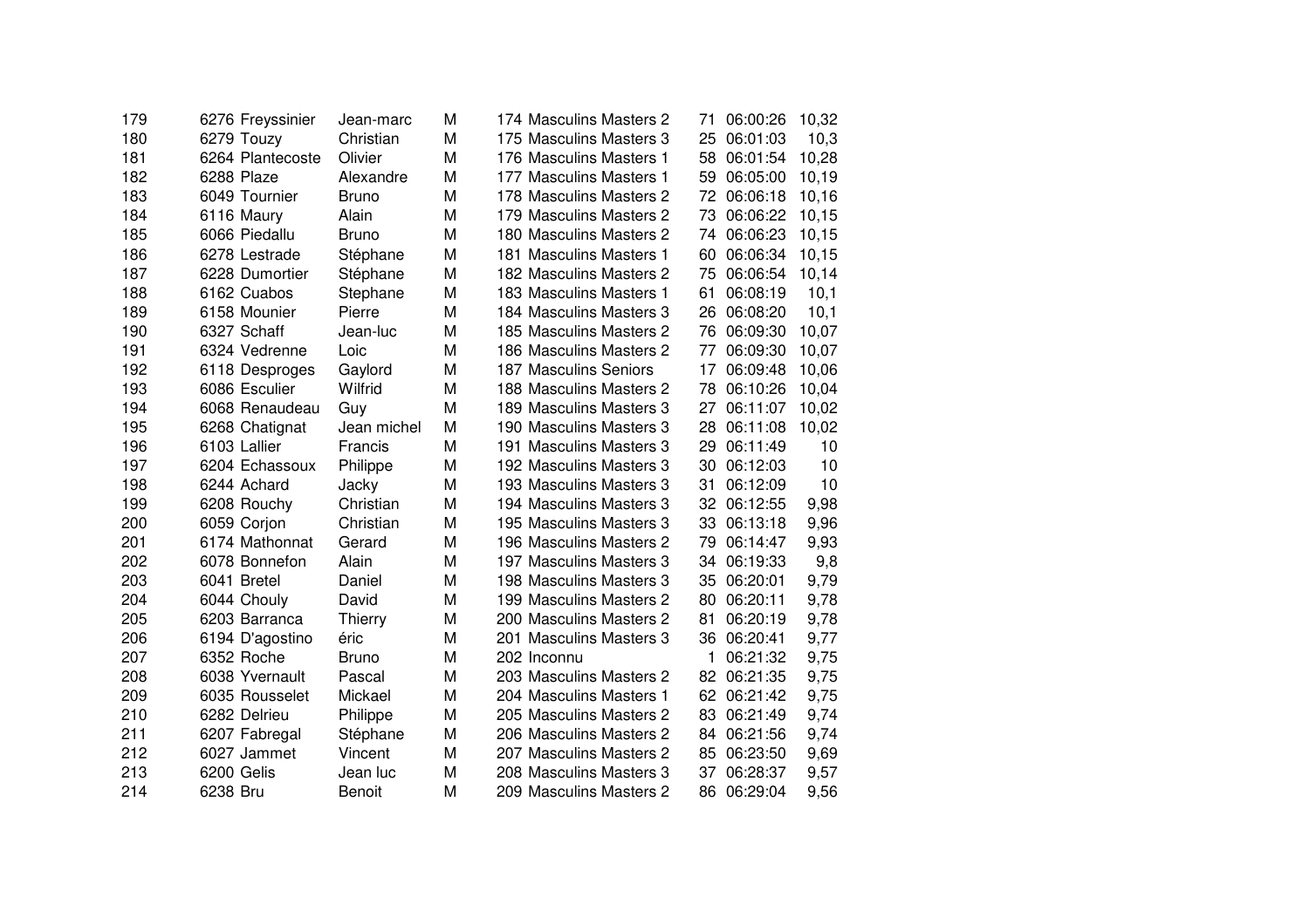| | | | | | | | | | |
|---|---|---|---|---|---|---|---|---|---|
| 179 | 6276 | Freyssinier | Jean-marc | M | 174 | Masculins Masters 2 | 71 | 06:00:26 | 10,32 |
| 180 | 6279 | Touzy | Christian | M | 175 | Masculins Masters 3 | 25 | 06:01:03 | 10,3 |
| 181 | 6264 | Plantecoste | Olivier | M | 176 | Masculins Masters 1 | 58 | 06:01:54 | 10,28 |
| 182 | 6288 | Plaze | Alexandre | M | 177 | Masculins Masters 1 | 59 | 06:05:00 | 10,19 |
| 183 | 6049 | Tournier | Bruno | M | 178 | Masculins Masters 2 | 72 | 06:06:18 | 10,16 |
| 184 | 6116 | Maury | Alain | M | 179 | Masculins Masters 2 | 73 | 06:06:22 | 10,15 |
| 185 | 6066 | Piedallu | Bruno | M | 180 | Masculins Masters 2 | 74 | 06:06:23 | 10,15 |
| 186 | 6278 | Lestrade | Stéphane | M | 181 | Masculins Masters 1 | 60 | 06:06:34 | 10,15 |
| 187 | 6228 | Dumortier | Stéphane | M | 182 | Masculins Masters 2 | 75 | 06:06:54 | 10,14 |
| 188 | 6162 | Cuabos | Stephane | M | 183 | Masculins Masters 1 | 61 | 06:08:19 | 10,1 |
| 189 | 6158 | Mounier | Pierre | M | 184 | Masculins Masters 3 | 26 | 06:08:20 | 10,1 |
| 190 | 6327 | Schaff | Jean-luc | M | 185 | Masculins Masters 2 | 76 | 06:09:30 | 10,07 |
| 191 | 6324 | Vedrenne | Loic | M | 186 | Masculins Masters 2 | 77 | 06:09:30 | 10,07 |
| 192 | 6118 | Desproges | Gaylord | M | 187 | Masculins Seniors | 17 | 06:09:48 | 10,06 |
| 193 | 6086 | Esculier | Wilfrid | M | 188 | Masculins Masters 2 | 78 | 06:10:26 | 10,04 |
| 194 | 6068 | Renaudeau | Guy | M | 189 | Masculins Masters 3 | 27 | 06:11:07 | 10,02 |
| 195 | 6268 | Chatignat | Jean michel | M | 190 | Masculins Masters 3 | 28 | 06:11:08 | 10,02 |
| 196 | 6103 | Lallier | Francis | M | 191 | Masculins Masters 3 | 29 | 06:11:49 | 10 |
| 197 | 6204 | Echassoux | Philippe | M | 192 | Masculins Masters 3 | 30 | 06:12:03 | 10 |
| 198 | 6244 | Achard | Jacky | M | 193 | Masculins Masters 3 | 31 | 06:12:09 | 10 |
| 199 | 6208 | Rouchy | Christian | M | 194 | Masculins Masters 3 | 32 | 06:12:55 | 9,98 |
| 200 | 6059 | Corjon | Christian | M | 195 | Masculins Masters 3 | 33 | 06:13:18 | 9,96 |
| 201 | 6174 | Mathonnat | Gerard | M | 196 | Masculins Masters 2 | 79 | 06:14:47 | 9,93 |
| 202 | 6078 | Bonnefon | Alain | M | 197 | Masculins Masters 3 | 34 | 06:19:33 | 9,8 |
| 203 | 6041 | Bretel | Daniel | M | 198 | Masculins Masters 3 | 35 | 06:20:01 | 9,79 |
| 204 | 6044 | Chouly | David | M | 199 | Masculins Masters 2 | 80 | 06:20:11 | 9,78 |
| 205 | 6203 | Barranca | Thierry | M | 200 | Masculins Masters 2 | 81 | 06:20:19 | 9,78 |
| 206 | 6194 | D'agostino | éric | M | 201 | Masculins Masters 3 | 36 | 06:20:41 | 9,77 |
| 207 | 6352 | Roche | Bruno | M | 202 | Inconnu | 1 | 06:21:32 | 9,75 |
| 208 | 6038 | Yvernault | Pascal | M | 203 | Masculins Masters 2 | 82 | 06:21:35 | 9,75 |
| 209 | 6035 | Rousselet | Mickael | M | 204 | Masculins Masters 1 | 62 | 06:21:42 | 9,75 |
| 210 | 6282 | Delrieu | Philippe | M | 205 | Masculins Masters 2 | 83 | 06:21:49 | 9,74 |
| 211 | 6207 | Fabregal | Stéphane | M | 206 | Masculins Masters 2 | 84 | 06:21:56 | 9,74 |
| 212 | 6027 | Jammet | Vincent | M | 207 | Masculins Masters 2 | 85 | 06:23:50 | 9,69 |
| 213 | 6200 | Gelis | Jean luc | M | 208 | Masculins Masters 3 | 37 | 06:28:37 | 9,57 |
| 214 | 6238 | Bru | Benoit | M | 209 | Masculins Masters 2 | 86 | 06:29:04 | 9,56 |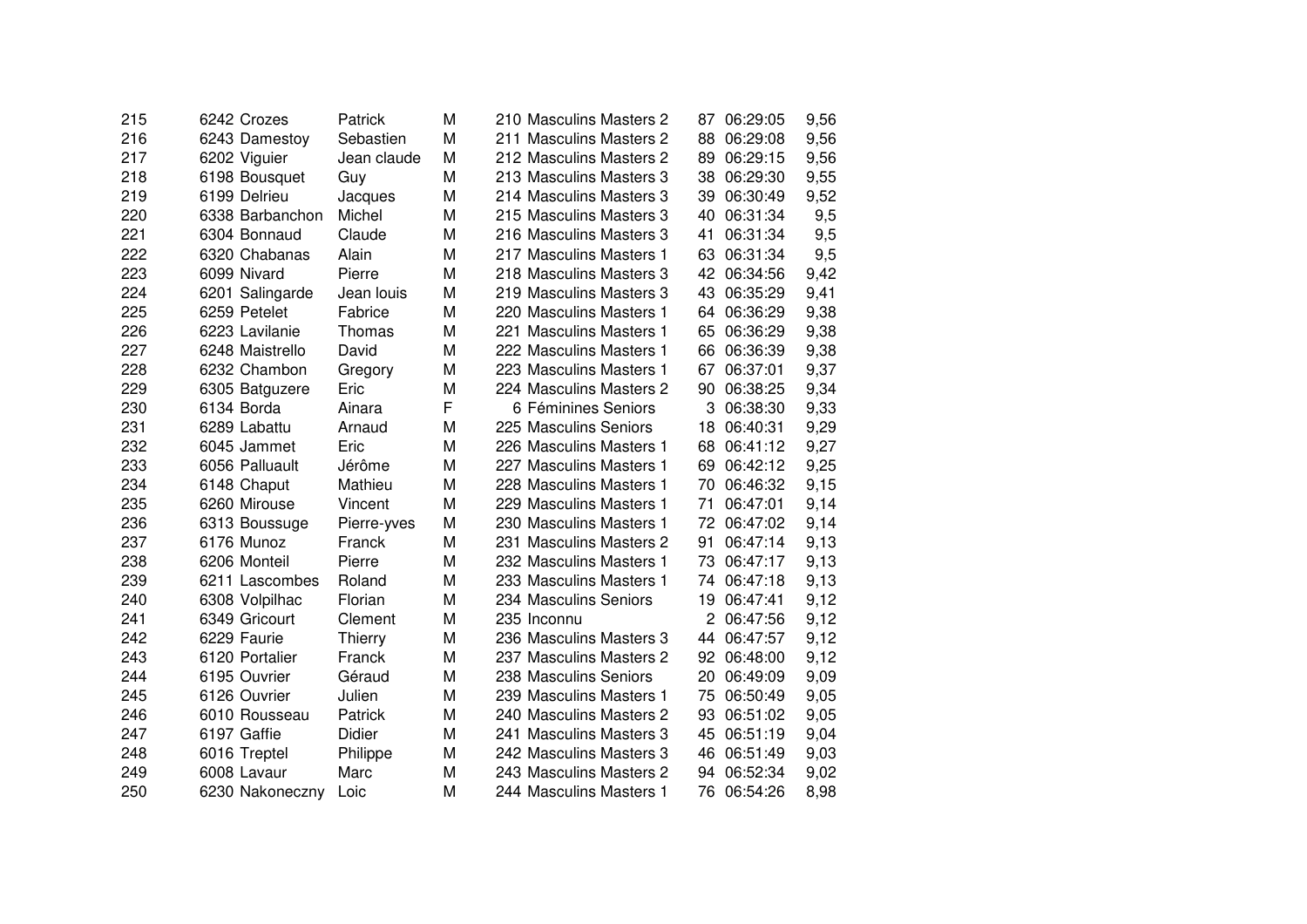| | | | | | | | | | |
|---|---|---|---|---|---|---|---|---|---|
| 215 | 6242 | Crozes | Patrick | M | 210 | Masculins Masters 2 | 87 | 06:29:05 | 9,56 |
| 216 | 6243 | Damestoy | Sebastien | M | 211 | Masculins Masters 2 | 88 | 06:29:08 | 9,56 |
| 217 | 6202 | Viguier | Jean claude | M | 212 | Masculins Masters 2 | 89 | 06:29:15 | 9,56 |
| 218 | 6198 | Bousquet | Guy | M | 213 | Masculins Masters 3 | 38 | 06:29:30 | 9,55 |
| 219 | 6199 | Delrieu | Jacques | M | 214 | Masculins Masters 3 | 39 | 06:30:49 | 9,52 |
| 220 | 6338 | Barbanchon | Michel | M | 215 | Masculins Masters 3 | 40 | 06:31:34 | 9,5 |
| 221 | 6304 | Bonnaud | Claude | M | 216 | Masculins Masters 3 | 41 | 06:31:34 | 9,5 |
| 222 | 6320 | Chabanas | Alain | M | 217 | Masculins Masters 1 | 63 | 06:31:34 | 9,5 |
| 223 | 6099 | Nivard | Pierre | M | 218 | Masculins Masters 3 | 42 | 06:34:56 | 9,42 |
| 224 | 6201 | Salingarde | Jean louis | M | 219 | Masculins Masters 3 | 43 | 06:35:29 | 9,41 |
| 225 | 6259 | Petelet | Fabrice | M | 220 | Masculins Masters 1 | 64 | 06:36:29 | 9,38 |
| 226 | 6223 | Lavilanie | Thomas | M | 221 | Masculins Masters 1 | 65 | 06:36:29 | 9,38 |
| 227 | 6248 | Maistrello | David | M | 222 | Masculins Masters 1 | 66 | 06:36:39 | 9,38 |
| 228 | 6232 | Chambon | Gregory | M | 223 | Masculins Masters 1 | 67 | 06:37:01 | 9,37 |
| 229 | 6305 | Batguzere | Eric | M | 224 | Masculins Masters 2 | 90 | 06:38:25 | 9,34 |
| 230 | 6134 | Borda | Ainara | F | 6 | Féminines Seniors | 3 | 06:38:30 | 9,33 |
| 231 | 6289 | Labattu | Arnaud | M | 225 | Masculins Seniors | 18 | 06:40:31 | 9,29 |
| 232 | 6045 | Jammet | Eric | M | 226 | Masculins Masters 1 | 68 | 06:41:12 | 9,27 |
| 233 | 6056 | Palluault | Jérôme | M | 227 | Masculins Masters 1 | 69 | 06:42:12 | 9,25 |
| 234 | 6148 | Chaput | Mathieu | M | 228 | Masculins Masters 1 | 70 | 06:46:32 | 9,15 |
| 235 | 6260 | Mirouse | Vincent | M | 229 | Masculins Masters 1 | 71 | 06:47:01 | 9,14 |
| 236 | 6313 | Boussuge | Pierre-yves | M | 230 | Masculins Masters 1 | 72 | 06:47:02 | 9,14 |
| 237 | 6176 | Munoz | Franck | M | 231 | Masculins Masters 2 | 91 | 06:47:14 | 9,13 |
| 238 | 6206 | Monteil | Pierre | M | 232 | Masculins Masters 1 | 73 | 06:47:17 | 9,13 |
| 239 | 6211 | Lascombes | Roland | M | 233 | Masculins Masters 1 | 74 | 06:47:18 | 9,13 |
| 240 | 6308 | Volpilhac | Florian | M | 234 | Masculins Seniors | 19 | 06:47:41 | 9,12 |
| 241 | 6349 | Gricourt | Clement | M | 235 | Inconnu | 2 | 06:47:56 | 9,12 |
| 242 | 6229 | Faurie | Thierry | M | 236 | Masculins Masters 3 | 44 | 06:47:57 | 9,12 |
| 243 | 6120 | Portalier | Franck | M | 237 | Masculins Masters 2 | 92 | 06:48:00 | 9,12 |
| 244 | 6195 | Ouvrier | Géraud | M | 238 | Masculins Seniors | 20 | 06:49:09 | 9,09 |
| 245 | 6126 | Ouvrier | Julien | M | 239 | Masculins Masters 1 | 75 | 06:50:49 | 9,05 |
| 246 | 6010 | Rousseau | Patrick | M | 240 | Masculins Masters 2 | 93 | 06:51:02 | 9,05 |
| 247 | 6197 | Gaffie | Didier | M | 241 | Masculins Masters 3 | 45 | 06:51:19 | 9,04 |
| 248 | 6016 | Treptel | Philippe | M | 242 | Masculins Masters 3 | 46 | 06:51:49 | 9,03 |
| 249 | 6008 | Lavaur | Marc | M | 243 | Masculins Masters 2 | 94 | 06:52:34 | 9,02 |
| 250 | 6230 | Nakoneczny | Loic | M | 244 | Masculins Masters 1 | 76 | 06:54:26 | 8,98 |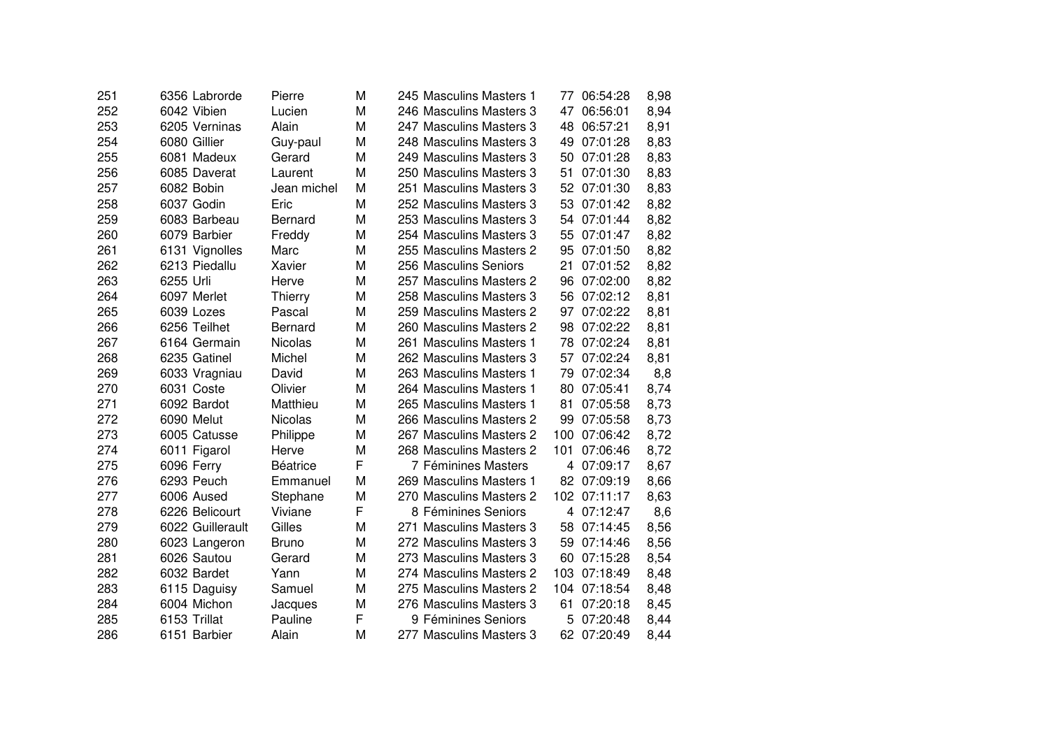| | | | | | | | | | |
|---|---|---|---|---|---|---|---|---|---|
| 251 | 6356 | Labrorde | Pierre | M | 245 | Masculins Masters 1 | 77 | 06:54:28 | 8,98 |
| 252 | 6042 | Vibien | Lucien | M | 246 | Masculins Masters 3 | 47 | 06:56:01 | 8,94 |
| 253 | 6205 | Verninas | Alain | M | 247 | Masculins Masters 3 | 48 | 06:57:21 | 8,91 |
| 254 | 6080 | Gillier | Guy-paul | M | 248 | Masculins Masters 3 | 49 | 07:01:28 | 8,83 |
| 255 | 6081 | Madeux | Gerard | M | 249 | Masculins Masters 3 | 50 | 07:01:28 | 8,83 |
| 256 | 6085 | Daverat | Laurent | M | 250 | Masculins Masters 3 | 51 | 07:01:30 | 8,83 |
| 257 | 6082 | Bobin | Jean michel | M | 251 | Masculins Masters 3 | 52 | 07:01:30 | 8,83 |
| 258 | 6037 | Godin | Eric | M | 252 | Masculins Masters 3 | 53 | 07:01:42 | 8,82 |
| 259 | 6083 | Barbeau | Bernard | M | 253 | Masculins Masters 3 | 54 | 07:01:44 | 8,82 |
| 260 | 6079 | Barbier | Freddy | M | 254 | Masculins Masters 3 | 55 | 07:01:47 | 8,82 |
| 261 | 6131 | Vignolles | Marc | M | 255 | Masculins Masters 2 | 95 | 07:01:50 | 8,82 |
| 262 | 6213 | Piedallu | Xavier | M | 256 | Masculins Seniors | 21 | 07:01:52 | 8,82 |
| 263 | 6255 | Urli | Herve | M | 257 | Masculins Masters 2 | 96 | 07:02:00 | 8,82 |
| 264 | 6097 | Merlet | Thierry | M | 258 | Masculins Masters 3 | 56 | 07:02:12 | 8,81 |
| 265 | 6039 | Lozes | Pascal | M | 259 | Masculins Masters 2 | 97 | 07:02:22 | 8,81 |
| 266 | 6256 | Teilhet | Bernard | M | 260 | Masculins Masters 2 | 98 | 07:02:22 | 8,81 |
| 267 | 6164 | Germain | Nicolas | M | 261 | Masculins Masters 1 | 78 | 07:02:24 | 8,81 |
| 268 | 6235 | Gatinel | Michel | M | 262 | Masculins Masters 3 | 57 | 07:02:24 | 8,81 |
| 269 | 6033 | Vragniau | David | M | 263 | Masculins Masters 1 | 79 | 07:02:34 | 8,8 |
| 270 | 6031 | Coste | Olivier | M | 264 | Masculins Masters 1 | 80 | 07:05:41 | 8,74 |
| 271 | 6092 | Bardot | Matthieu | M | 265 | Masculins Masters 1 | 81 | 07:05:58 | 8,73 |
| 272 | 6090 | Melut | Nicolas | M | 266 | Masculins Masters 2 | 99 | 07:05:58 | 8,73 |
| 273 | 6005 | Catusse | Philippe | M | 267 | Masculins Masters 2 | 100 | 07:06:42 | 8,72 |
| 274 | 6011 | Figarol | Herve | M | 268 | Masculins Masters 2 | 101 | 07:06:46 | 8,72 |
| 275 | 6096 | Ferry | Béatrice | F | 7 | Féminines Masters | 4 | 07:09:17 | 8,67 |
| 276 | 6293 | Peuch | Emmanuel | M | 269 | Masculins Masters 1 | 82 | 07:09:19 | 8,66 |
| 277 | 6006 | Aused | Stephane | M | 270 | Masculins Masters 2 | 102 | 07:11:17 | 8,63 |
| 278 | 6226 | Belicourt | Viviane | F | 8 | Féminines Seniors | 4 | 07:12:47 | 8,6 |
| 279 | 6022 | Guillerault | Gilles | M | 271 | Masculins Masters 3 | 58 | 07:14:45 | 8,56 |
| 280 | 6023 | Langeron | Bruno | M | 272 | Masculins Masters 3 | 59 | 07:14:46 | 8,56 |
| 281 | 6026 | Sautou | Gerard | M | 273 | Masculins Masters 3 | 60 | 07:15:28 | 8,54 |
| 282 | 6032 | Bardet | Yann | M | 274 | Masculins Masters 2 | 103 | 07:18:49 | 8,48 |
| 283 | 6115 | Daguisy | Samuel | M | 275 | Masculins Masters 2 | 104 | 07:18:54 | 8,48 |
| 284 | 6004 | Michon | Jacques | M | 276 | Masculins Masters 3 | 61 | 07:20:18 | 8,45 |
| 285 | 6153 | Trillat | Pauline | F | 9 | Féminines Seniors | 5 | 07:20:48 | 8,44 |
| 286 | 6151 | Barbier | Alain | M | 277 | Masculins Masters 3 | 62 | 07:20:49 | 8,44 |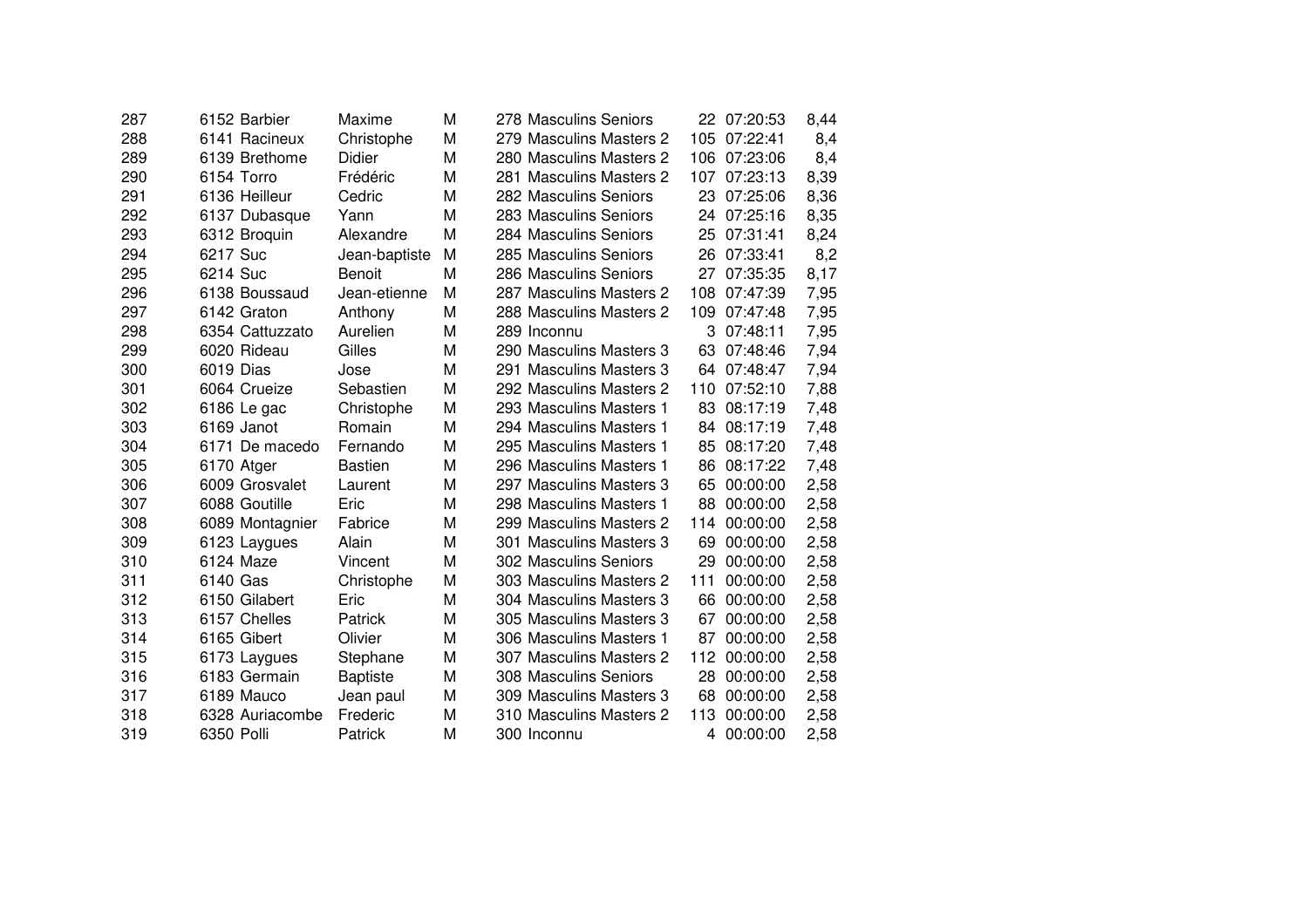| | | | | | | | | | |
|---|---|---|---|---|---|---|---|---|---|
| 287 | 6152 | Barbier | Maxime | M | 278 | Masculins Seniors | 22 | 07:20:53 | 8,44 |
| 288 | 6141 | Racineux | Christophe | M | 279 | Masculins Masters 2 | 105 | 07:22:41 | 8,4 |
| 289 | 6139 | Brethome | Didier | M | 280 | Masculins Masters 2 | 106 | 07:23:06 | 8,4 |
| 290 | 6154 | Torro | Frédéric | M | 281 | Masculins Masters 2 | 107 | 07:23:13 | 8,39 |
| 291 | 6136 | Heilleur | Cedric | M | 282 | Masculins Seniors | 23 | 07:25:06 | 8,36 |
| 292 | 6137 | Dubasque | Yann | M | 283 | Masculins Seniors | 24 | 07:25:16 | 8,35 |
| 293 | 6312 | Broquin | Alexandre | M | 284 | Masculins Seniors | 25 | 07:31:41 | 8,24 |
| 294 | 6217 | Suc | Jean-baptiste | M | 285 | Masculins Seniors | 26 | 07:33:41 | 8,2 |
| 295 | 6214 | Suc | Benoit | M | 286 | Masculins Seniors | 27 | 07:35:35 | 8,17 |
| 296 | 6138 | Boussaud | Jean-etienne | M | 287 | Masculins Masters 2 | 108 | 07:47:39 | 7,95 |
| 297 | 6142 | Graton | Anthony | M | 288 | Masculins Masters 2 | 109 | 07:47:48 | 7,95 |
| 298 | 6354 | Cattuzzato | Aurelien | M | 289 | Inconnu | 3 | 07:48:11 | 7,95 |
| 299 | 6020 | Rideau | Gilles | M | 290 | Masculins Masters 3 | 63 | 07:48:46 | 7,94 |
| 300 | 6019 | Dias | Jose | M | 291 | Masculins Masters 3 | 64 | 07:48:47 | 7,94 |
| 301 | 6064 | Crueize | Sebastien | M | 292 | Masculins Masters 2 | 110 | 07:52:10 | 7,88 |
| 302 | 6186 | Le gac | Christophe | M | 293 | Masculins Masters 1 | 83 | 08:17:19 | 7,48 |
| 303 | 6169 | Janot | Romain | M | 294 | Masculins Masters 1 | 84 | 08:17:19 | 7,48 |
| 304 | 6171 | De macedo | Fernando | M | 295 | Masculins Masters 1 | 85 | 08:17:20 | 7,48 |
| 305 | 6170 | Atger | Bastien | M | 296 | Masculins Masters 1 | 86 | 08:17:22 | 7,48 |
| 306 | 6009 | Grosvalet | Laurent | M | 297 | Masculins Masters 3 | 65 | 00:00:00 | 2,58 |
| 307 | 6088 | Goutille | Eric | M | 298 | Masculins Masters 1 | 88 | 00:00:00 | 2,58 |
| 308 | 6089 | Montagnier | Fabrice | M | 299 | Masculins Masters 2 | 114 | 00:00:00 | 2,58 |
| 309 | 6123 | Laygues | Alain | M | 301 | Masculins Masters 3 | 69 | 00:00:00 | 2,58 |
| 310 | 6124 | Maze | Vincent | M | 302 | Masculins Seniors | 29 | 00:00:00 | 2,58 |
| 311 | 6140 | Gas | Christophe | M | 303 | Masculins Masters 2 | 111 | 00:00:00 | 2,58 |
| 312 | 6150 | Gilabert | Eric | M | 304 | Masculins Masters 3 | 66 | 00:00:00 | 2,58 |
| 313 | 6157 | Chelles | Patrick | M | 305 | Masculins Masters 3 | 67 | 00:00:00 | 2,58 |
| 314 | 6165 | Gibert | Olivier | M | 306 | Masculins Masters 1 | 87 | 00:00:00 | 2,58 |
| 315 | 6173 | Laygues | Stephane | M | 307 | Masculins Masters 2 | 112 | 00:00:00 | 2,58 |
| 316 | 6183 | Germain | Baptiste | M | 308 | Masculins Seniors | 28 | 00:00:00 | 2,58 |
| 317 | 6189 | Mauco | Jean paul | M | 309 | Masculins Masters 3 | 68 | 00:00:00 | 2,58 |
| 318 | 6328 | Auriacombe | Frederic | M | 310 | Masculins Masters 2 | 113 | 00:00:00 | 2,58 |
| 319 | 6350 | Polli | Patrick | M | 300 | Inconnu | 4 | 00:00:00 | 2,58 |